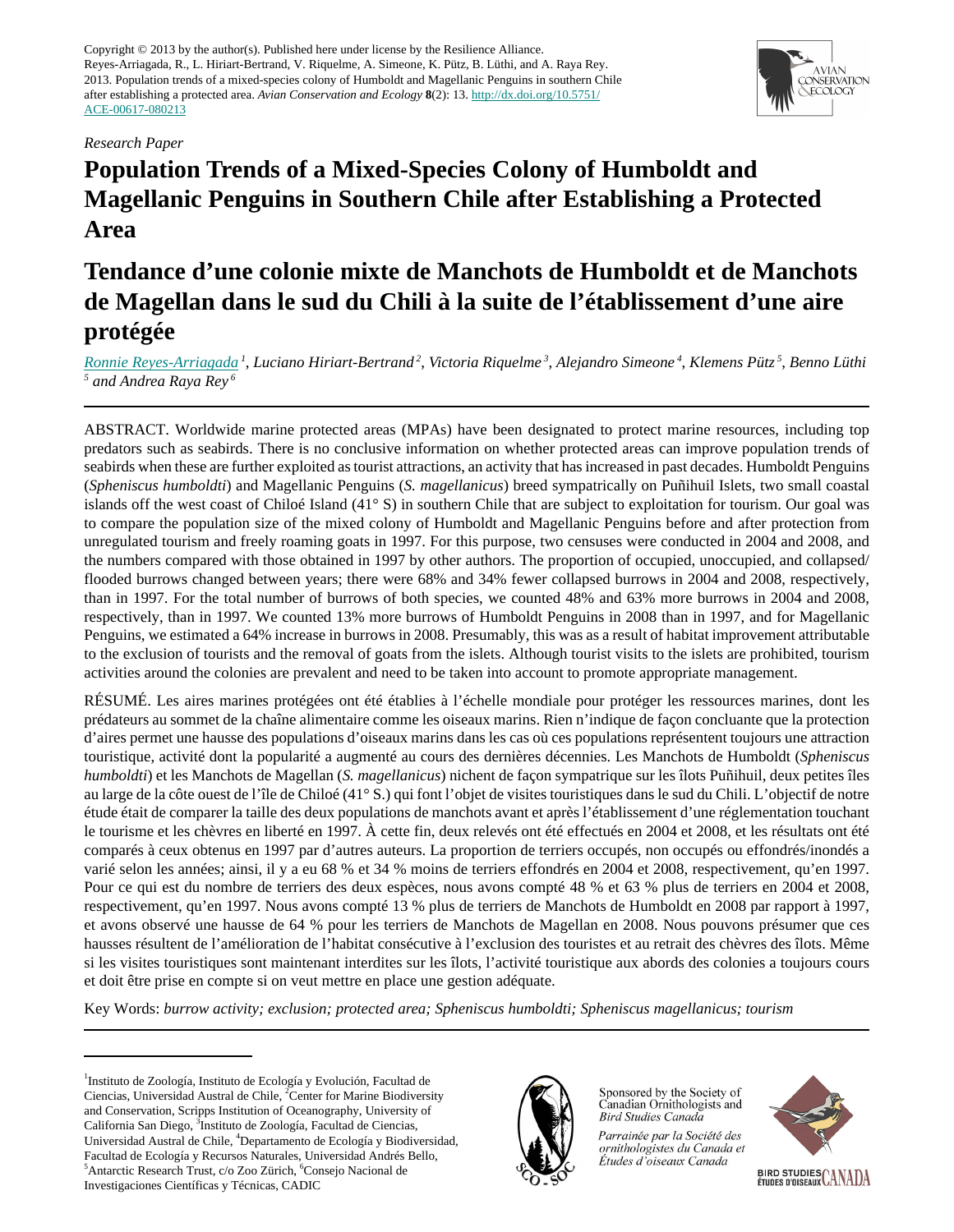Copyright © 2013 by the author(s). Published here under license by the Resilience Alliance.
Reyes-Arriagada, R., L. Hiriart-Bertrand, V. Riquelme, A. Simeone, K. Pütz, B. Lüthi, and A. Raya Rey. 2013. Population trends of a mixed-species colony of Humboldt and Magellanic Penguins in southern Chile after establishing a protected area. *Avian Conservation and Ecology* **8**(2): 13. http://dx.doi.org/10.5751/ACE-00617-080213

*Research Paper*

# Population Trends of a Mixed-Species Colony of Humboldt and Magellanic Penguins in Southern Chile after Establishing a Protected Area

# Tendance d'une colonie mixte de Manchots de Humboldt et de Manchots de Magellan dans le sud du Chili à la suite de l'établissement d'une aire protégée

*Ronnie Reyes-Arriagada [1], Luciano Hiriart-Bertrand [2], Victoria Riquelme [3], Alejandro Simeone [4], Klemens Pütz [5], Benno Lüthi [5] and Andrea Raya Rey [6]*

---

ABSTRACT. Worldwide marine protected areas (MPAs) have been designated to protect marine resources, including top predators such as seabirds. There is no conclusive information on whether protected areas can improve population trends of seabirds when these are further exploited as tourist attractions, an activity that has increased in past decades. Humboldt Penguins (*Spheniscus humboldti*) and Magellanic Penguins (*S. magellanicus*) breed sympatrically on Puñihuil Islets, two small coastal islands off the west coast of Chiloé Island (41° S) in southern Chile that are subject to exploitation for tourism. Our goal was to compare the population size of the mixed colony of Humboldt and Magellanic Penguins before and after protection from unregulated tourism and freely roaming goats in 1997. For this purpose, two censuses were conducted in 2004 and 2008, and the numbers compared with those obtained in 1997 by other authors. The proportion of occupied, unoccupied, and collapsed/flooded burrows changed between years; there were 68% and 34% fewer collapsed burrows in 2004 and 2008, respectively, than in 1997. For the total number of burrows of both species, we counted 48% and 63% more burrows in 2004 and 2008, respectively, than in 1997. We counted 13% more burrows of Humboldt Penguins in 2008 than in 1997, and for Magellanic Penguins, we estimated a 64% increase in burrows in 2008. Presumably, this was as a result of habitat improvement attributable to the exclusion of tourists and the removal of goats from the islets. Although tourist visits to the islets are prohibited, tourism activities around the colonies are prevalent and need to be taken into account to promote appropriate management.

RÉSUMÉ. Les aires marines protégées ont été établies à l'échelle mondiale pour protéger les ressources marines, dont les prédateurs au sommet de la chaîne alimentaire comme les oiseaux marins. Rien n'indique de façon concluante que la protection d'aires permet une hausse des populations d'oiseaux marins dans les cas où ces populations représentent toujours une attraction touristique, activité dont la popularité a augmenté au cours des dernières décennies. Les Manchots de Humboldt (*Spheniscus humboldti*) et les Manchots de Magellan (*S. magellanicus*) nichent de façon sympatrique sur les îlots Puñihuil, deux petites îles au large de la côte ouest de l'île de Chiloé (41° S.) qui font l'objet de visites touristiques dans le sud du Chili. L'objectif de notre étude était de comparer la taille des deux populations de manchots avant et après l'établissement d'une réglementation touchant le tourisme et les chèvres en liberté en 1997. À cette fin, deux relevés ont été effectués en 2004 et 2008, et les résultats ont été comparés à ceux obtenus en 1997 par d'autres auteurs. La proportion de terriers occupés, non occupés ou effondrés/inondés a varié selon les années; ainsi, il y a eu 68 % et 34 % moins de terriers effondrés en 2004 et 2008, respectivement, qu'en 1997. Pour ce qui est du nombre de terriers des deux espèces, nous avons compté 48 % et 63 % plus de terriers en 2004 et 2008, respectivement, qu'en 1997. Nous avons compté 13 % plus de terriers de Manchots de Humboldt en 2008 par rapport à 1997, et avons observé une hausse de 64 % pour les terriers de Manchots de Magellan en 2008. Nous pouvons présumer que ces hausses résultent de l'amélioration de l'habitat consécutive à l'exclusion des touristes et au retrait des chèvres des îlots. Même si les visites touristiques sont maintenant interdites sur les îlots, l'activité touristique aux abords des colonies a toujours cours et doit être prise en compte si on veut mettre en place une gestion adéquate.

Key Words: *burrow activity; exclusion; protected area; Spheniscus humboldti; Spheniscus magellanicus; tourism*

---

[1] Instituto de Zoología, Instituto de Ecología y Evolución, Facultad de Ciencias, Universidad Austral de Chile, [2] Center for Marine Biodiversity and Conservation, Scripps Institution of Oceanography, University of California San Diego, [3] Instituto de Zoología, Facultad de Ciencias, Universidad Austral de Chile, [4] Departamento de Ecología y Biodiversidad, Facultad de Ecología y Recursos Naturales, Universidad Andrés Bello, [5] Antarctic Research Trust, c/o Zoo Zürich, [6] Consejo Nacional de Investigaciones Científicas y Técnicas, CADIC

Sponsored by the Society of Canadian Ornithologists and Bird Studies Canada

*Parrainée par la Société des ornithologistes du Canada et Études d'oiseaux Canada*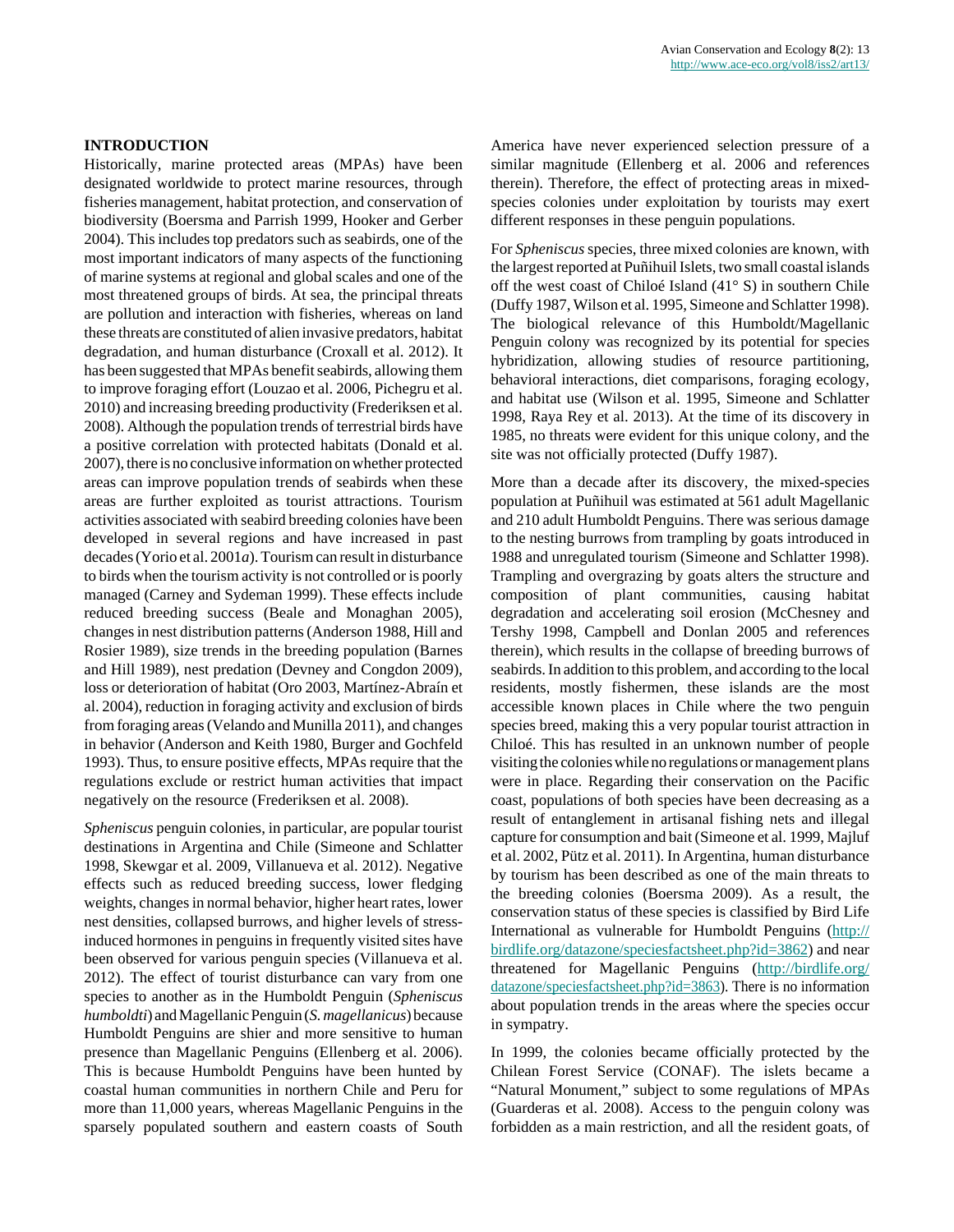## INTRODUCTION

Historically, marine protected areas (MPAs) have been designated worldwide to protect marine resources, through fisheries management, habitat protection, and conservation of biodiversity (Boersma and Parrish 1999, Hooker and Gerber 2004). This includes top predators such as seabirds, one of the most important indicators of many aspects of the functioning of marine systems at regional and global scales and one of the most threatened groups of birds. At sea, the principal threats are pollution and interaction with fisheries, whereas on land these threats are constituted of alien invasive predators, habitat degradation, and human disturbance (Croxall et al. 2012). It has been suggested that MPAs benefit seabirds, allowing them to improve foraging effort (Louzao et al. 2006, Pichegru et al. 2010) and increasing breeding productivity (Frederiksen et al. 2008). Although the population trends of terrestrial birds have a positive correlation with protected habitats (Donald et al. 2007), there is no conclusive information on whether protected areas can improve population trends of seabirds when these areas are further exploited as tourist attractions. Tourism activities associated with seabird breeding colonies have been developed in several regions and have increased in past decades (Yorio et al. 2001*a*). Tourism can result in disturbance to birds when the tourism activity is not controlled or is poorly managed (Carney and Sydeman 1999). These effects include reduced breeding success (Beale and Monaghan 2005), changes in nest distribution patterns (Anderson 1988, Hill and Rosier 1989), size trends in the breeding population (Barnes and Hill 1989), nest predation (Devney and Congdon 2009), loss or deterioration of habitat (Oro 2003, Martínez-Abraín et al. 2004), reduction in foraging activity and exclusion of birds from foraging areas (Velando and Munilla 2011), and changes in behavior (Anderson and Keith 1980, Burger and Gochfeld 1993). Thus, to ensure positive effects, MPAs require that the regulations exclude or restrict human activities that impact negatively on the resource (Frederiksen et al. 2008).

*Spheniscus* penguin colonies, in particular, are popular tourist destinations in Argentina and Chile (Simeone and Schlatter 1998, Skewgar et al. 2009, Villanueva et al. 2012). Negative effects such as reduced breeding success, lower fledging weights, changes in normal behavior, higher heart rates, lower nest densities, collapsed burrows, and higher levels of stress-induced hormones in penguins in frequently visited sites have been observed for various penguin species (Villanueva et al. 2012). The effect of tourist disturbance can vary from one species to another as in the Humboldt Penguin (*Spheniscus humboldti*) and Magellanic Penguin (*S. magellanicus*) because Humboldt Penguins are shier and more sensitive to human presence than Magellanic Penguins (Ellenberg et al. 2006). This is because Humboldt Penguins have been hunted by coastal human communities in northern Chile and Peru for more than 11,000 years, whereas Magellanic Penguins in the sparsely populated southern and eastern coasts of South America have never experienced selection pressure of a similar magnitude (Ellenberg et al. 2006 and references therein). Therefore, the effect of protecting areas in mixed-species colonies under exploitation by tourists may exert different responses in these penguin populations.

For *Spheniscus* species, three mixed colonies are known, with the largest reported at Puñihuil Islets, two small coastal islands off the west coast of Chiloé Island (41° S) in southern Chile (Duffy 1987, Wilson et al. 1995, Simeone and Schlatter 1998). The biological relevance of this Humboldt/Magellanic Penguin colony was recognized by its potential for species hybridization, allowing studies of resource partitioning, behavioral interactions, diet comparisons, foraging ecology, and habitat use (Wilson et al. 1995, Simeone and Schlatter 1998, Raya Rey et al. 2013). At the time of its discovery in 1985, no threats were evident for this unique colony, and the site was not officially protected (Duffy 1987).

More than a decade after its discovery, the mixed-species population at Puñihuil was estimated at 561 adult Magellanic and 210 adult Humboldt Penguins. There was serious damage to the nesting burrows from trampling by goats introduced in 1988 and unregulated tourism (Simeone and Schlatter 1998). Trampling and overgrazing by goats alters the structure and composition of plant communities, causing habitat degradation and accelerating soil erosion (McChesney and Tershy 1998, Campbell and Donlan 2005 and references therein), which results in the collapse of breeding burrows of seabirds. In addition to this problem, and according to the local residents, mostly fishermen, these islands are the most accessible known places in Chile where the two penguin species breed, making this a very popular tourist attraction in Chiloé. This has resulted in an unknown number of people visiting the colonies while no regulations or management plans were in place. Regarding their conservation on the Pacific coast, populations of both species have been decreasing as a result of entanglement in artisanal fishing nets and illegal capture for consumption and bait (Simeone et al. 1999, Majluf et al. 2002, Pütz et al. 2011). In Argentina, human disturbance by tourism has been described as one of the main threats to the breeding colonies (Boersma 2009). As a result, the conservation status of these species is classified by Bird Life International as vulnerable for Humboldt Penguins (http://birdlife.org/datazone/speciesfactsheet.php?id=3862) and near threatened for Magellanic Penguins (http://birdlife.org/datazone/speciesfactsheet.php?id=3863). There is no information about population trends in the areas where the species occur in sympatry.

In 1999, the colonies became officially protected by the Chilean Forest Service (CONAF). The islets became a "Natural Monument," subject to some regulations of MPAs (Guarderas et al. 2008). Access to the penguin colony was forbidden as a main restriction, and all the resident goats, of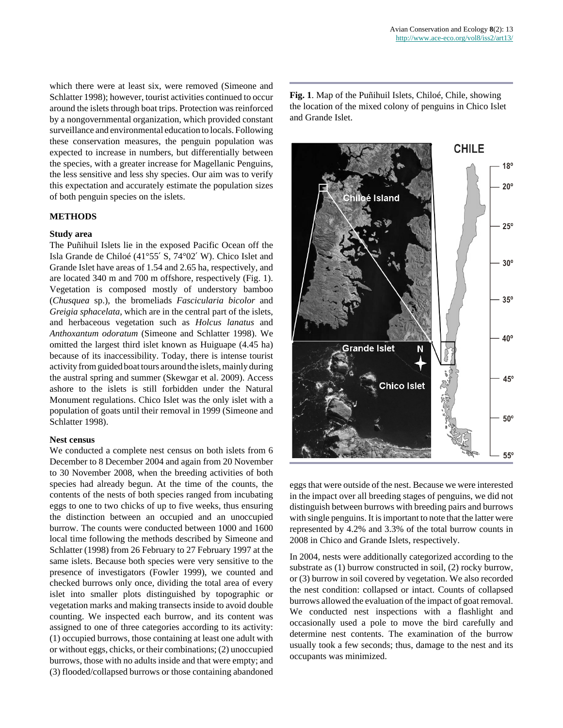which there were at least six, were removed (Simeone and Schlatter 1998); however, tourist activities continued to occur around the islets through boat trips. Protection was reinforced by a nongovernmental organization, which provided constant surveillance and environmental education to locals. Following these conservation measures, the penguin population was expected to increase in numbers, but differentially between the species, with a greater increase for Magellanic Penguins, the less sensitive and less shy species. Our aim was to verify this expectation and accurately estimate the population sizes of both penguin species on the islets.

## METHODS

### Study area

The Puñihuil Islets lie in the exposed Pacific Ocean off the Isla Grande de Chiloé (41°55′ S, 74°02′ W). Chico Islet and Grande Islet have areas of 1.54 and 2.65 ha, respectively, and are located 340 m and 700 m offshore, respectively (Fig. 1). Vegetation is composed mostly of understory bamboo (*Chusquea* sp.), the bromeliads *Fascicularia bicolor* and *Greigia sphacelata*, which are in the central part of the islets, and herbaceous vegetation such as *Holcus lanatus* and *Anthoxantum odoratum* (Simeone and Schlatter 1998). We omitted the largest third islet known as Huiguape (4.45 ha) because of its inaccessibility. Today, there is intense tourist activity from guided boat tours around the islets, mainly during the austral spring and summer (Skewgar et al. 2009). Access ashore to the islets is still forbidden under the Natural Monument regulations. Chico Islet was the only islet with a population of goats until their removal in 1999 (Simeone and Schlatter 1998).

### Nest census

We conducted a complete nest census on both islets from 6 December to 8 December 2004 and again from 20 November to 30 November 2008, when the breeding activities of both species had already begun. At the time of the counts, the contents of the nests of both species ranged from incubating eggs to one to two chicks of up to five weeks, thus ensuring the distinction between an occupied and an unoccupied burrow. The counts were conducted between 1000 and 1600 local time following the methods described by Simeone and Schlatter (1998) from 26 February to 27 February 1997 at the same islets. Because both species were very sensitive to the presence of investigators (Fowler 1999), we counted and checked burrows only once, dividing the total area of every islet into smaller plots distinguished by topographic or vegetation marks and making transects inside to avoid double counting. We inspected each burrow, and its content was assigned to one of three categories according to its activity: (1) occupied burrows, those containing at least one adult with or without eggs, chicks, or their combinations; (2) unoccupied burrows, those with no adults inside and that were empty; and (3) flooded/collapsed burrows or those containing abandoned eggs that were outside of the nest. Because we were interested in the impact over all breeding stages of penguins, we did not distinguish between burrows with breeding pairs and burrows with single penguins. It is important to note that the latter were represented by 4.2% and 3.3% of the total burrow counts in 2008 in Chico and Grande Islets, respectively.

In 2004, nests were additionally categorized according to the substrate as (1) burrow constructed in soil, (2) rocky burrow, or (3) burrow in soil covered by vegetation. We also recorded the nest condition: collapsed or intact. Counts of collapsed burrows allowed the evaluation of the impact of goat removal. We conducted nest inspections with a flashlight and occasionally used a pole to move the bird carefully and determine nest contents. The examination of the burrow usually took a few seconds; thus, damage to the nest and its occupants was minimized.

**Fig. 1**. Map of the Puñihuil Islets, Chiloé, Chile, showing the location of the mixed colony of penguins in Chico Islet and Grande Islet.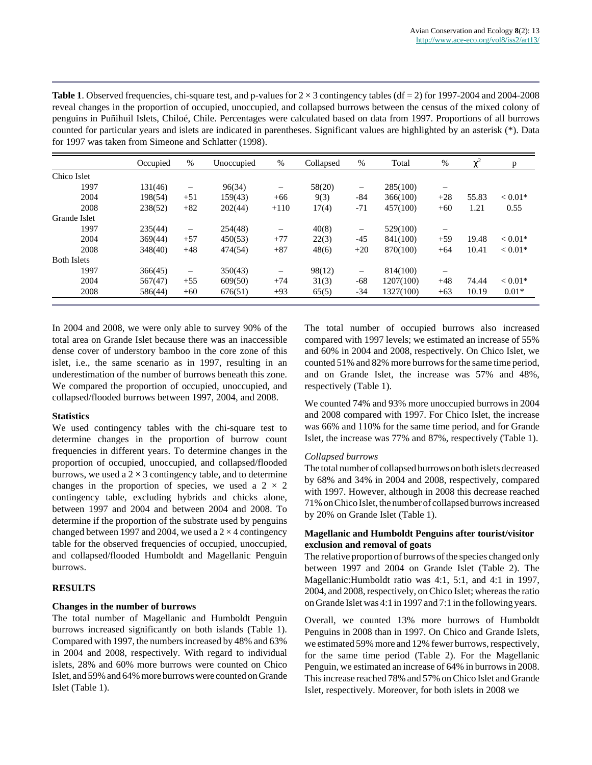**Table 1**. Observed frequencies, chi-square test, and p-values for 2 × 3 contingency tables (df = 2) for 1997-2004 and 2004-2008 reveal changes in the proportion of occupied, unoccupied, and collapsed burrows between the census of the mixed colony of penguins in Puñihuil Islets, Chiloé, Chile. Percentages were calculated based on data from 1997. Proportions of all burrows counted for particular years and islets are indicated in parentheses. Significant values are highlighted by an asterisk (*). Data for 1997 was taken from Simeone and Schlatter (1998).

| | Occupied | % | Unoccupied | % | Collapsed | % | Total | % | $\chi^2$ | p |
|---|---|---|---|---|---|---|---|---|---|---|
| Chico Islet | | | | | | | | | | |
| 1997 | 131(46) | – | 96(34) | – | 58(20) | – | 285(100) | – | | |
| 2004 | 198(54) | +51 | 159(43) | +66 | 9(3) | -84 | 366(100) | +28 | 55.83 | < 0.01* |
| 2008 | 238(52) | +82 | 202(44) | +110 | 17(4) | -71 | 457(100) | +60 | 1.21 | 0.55 |
| Grande Islet | | | | | | | | | | |
| 1997 | 235(44) | – | 254(48) | – | 40(8) | – | 529(100) | – | | |
| 2004 | 369(44) | +57 | 450(53) | +77 | 22(3) | -45 | 841(100) | +59 | 19.48 | < 0.01* |
| 2008 | 348(40) | +48 | 474(54) | +87 | 48(6) | +20 | 870(100) | +64 | 10.41 | < 0.01* |
| Both Islets | | | | | | | | | | |
| 1997 | 366(45) | – | 350(43) | – | 98(12) | – | 814(100) | – | | |
| 2004 | 567(47) | +55 | 609(50) | +74 | 31(3) | -68 | 1207(100) | +48 | 74.44 | < 0.01* |
| 2008 | 586(44) | +60 | 676(51) | +93 | 65(5) | -34 | 1327(100) | +63 | 10.19 | 0.01* |

In 2004 and 2008, we were only able to survey 90% of the total area on Grande Islet because there was an inaccessible dense cover of understory bamboo in the core zone of this islet, i.e., the same scenario as in 1997, resulting in an underestimation of the number of burrows beneath this zone. We compared the proportion of occupied, unoccupied, and collapsed/flooded burrows between 1997, 2004, and 2008.

### Statistics

We used contingency tables with the chi-square test to determine changes in the proportion of burrow count frequencies in different years. To determine changes in the proportion of occupied, unoccupied, and collapsed/flooded burrows, we used a 2 × 3 contingency table, and to determine changes in the proportion of species, we used a 2 × 2 contingency table, excluding hybrids and chicks alone, between 1997 and 2004 and between 2004 and 2008. To determine if the proportion of the substrate used by penguins changed between 1997 and 2004, we used a 2 × 4 contingency table for the observed frequencies of occupied, unoccupied, and collapsed/flooded Humboldt and Magellanic Penguin burrows.

## RESULTS

### Changes in the number of burrows

The total number of Magellanic and Humboldt Penguin burrows increased significantly on both islands (Table 1). Compared with 1997, the numbers increased by 48% and 63% in 2004 and 2008, respectively. With regard to individual islets, 28% and 60% more burrows were counted on Chico Islet, and 59% and 64% more burrows were counted on Grande Islet (Table 1).

The total number of occupied burrows also increased compared with 1997 levels; we estimated an increase of 55% and 60% in 2004 and 2008, respectively. On Chico Islet, we counted 51% and 82% more burrows for the same time period, and on Grande Islet, the increase was 57% and 48%, respectively (Table 1).

We counted 74% and 93% more unoccupied burrows in 2004 and 2008 compared with 1997. For Chico Islet, the increase was 66% and 110% for the same time period, and for Grande Islet, the increase was 77% and 87%, respectively (Table 1).

*Collapsed burrows*

The total number of collapsed burrows on both islets decreased by 68% and 34% in 2004 and 2008, respectively, compared with 1997. However, although in 2008 this decrease reached 71% on Chico Islet, the number of collapsed burrows increased by 20% on Grande Islet (Table 1).

### Magellanic and Humboldt Penguins after tourist/visitor exclusion and removal of goats

The relative proportion of burrows of the species changed only between 1997 and 2004 on Grande Islet (Table 2). The Magellanic:Humboldt ratio was 4:1, 5:1, and 4:1 in 1997, 2004, and 2008, respectively, on Chico Islet; whereas the ratio on Grande Islet was 4:1 in 1997 and 7:1 in the following years.

Overall, we counted 13% more burrows of Humboldt Penguins in 2008 than in 1997. On Chico and Grande Islets, we estimated 59% more and 12% fewer burrows, respectively, for the same time period (Table 2). For the Magellanic Penguin, we estimated an increase of 64% in burrows in 2008. This increase reached 78% and 57% on Chico Islet and Grande Islet, respectively. Moreover, for both islets in 2008 we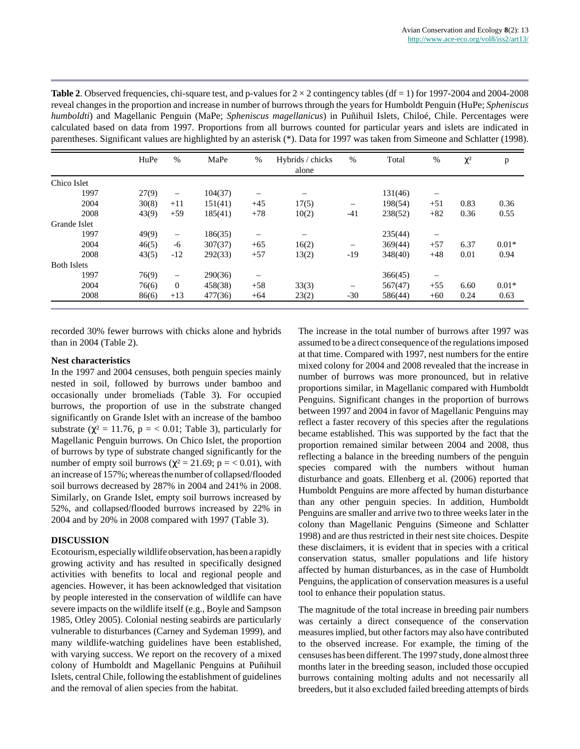**Table 2**. Observed frequencies, chi-square test, and p-values for 2 × 2 contingency tables (df = 1) for 1997-2004 and 2004-2008 reveal changes in the proportion and increase in number of burrows through the years for Humboldt Penguin (HuPe; *Spheniscus humboldti*) and Magellanic Penguin (MaPe; *Spheniscus magellanicus*) in Puñihuil Islets, Chiloé, Chile. Percentages were calculated based on data from 1997. Proportions from all burrows counted for particular years and islets are indicated in parentheses. Significant values are highlighted by an asterisk (*). Data for 1997 was taken from Simeone and Schlatter (1998).

| | HuPe | % | MaPe | % | Hybrids / chicks alone | % | Total | % | $\chi^2$ | p |
|---|---|---|---|---|---|---|---|---|---|---|
| Chico Islet | | | | | | | | | | |
| 1997 | 27(9) | – | 104(37) | – | – | | 131(46) | – | | |
| 2004 | 30(8) | +11 | 151(41) | +45 | 17(5) | – | 198(54) | +51 | 0.83 | 0.36 |
| 2008 | 43(9) | +59 | 185(41) | +78 | 10(2) | -41 | 238(52) | +82 | 0.36 | 0.55 |
| Grande Islet | | | | | | | | | | |
| 1997 | 49(9) | – | 186(35) | – | – | | 235(44) | – | | |
| 2004 | 46(5) | -6 | 307(37) | +65 | 16(2) | – | 369(44) | +57 | 6.37 | 0.01* |
| 2008 | 43(5) | -12 | 292(33) | +57 | 13(2) | -19 | 348(40) | +48 | 0.01 | 0.94 |
| Both Islets | | | | | | | | | | |
| 1997 | 76(9) | – | 290(36) | – | | | 366(45) | – | | |
| 2004 | 76(6) | 0 | 458(38) | +58 | 33(3) | – | 567(47) | +55 | 6.60 | 0.01* |
| 2008 | 86(6) | +13 | 477(36) | +64 | 23(2) | -30 | 586(44) | +60 | 0.24 | 0.63 |

recorded 30% fewer burrows with chicks alone and hybrids than in 2004 (Table 2).

### Nest characteristics

In the 1997 and 2004 censuses, both penguin species mainly nested in soil, followed by burrows under bamboo and occasionally under bromeliads (Table 3). For occupied burrows, the proportion of use in the substrate changed significantly on Grande Islet with an increase of the bamboo substrate ($\chi^2 = 11.76$, p = < 0.01; Table 3), particularly for Magellanic Penguin burrows. On Chico Islet, the proportion of burrows by type of substrate changed significantly for the number of empty soil burrows ($\chi^2 = 21.69$; p = < 0.01), with an increase of 157%; whereas the number of collapsed/flooded soil burrows decreased by 287% in 2004 and 241% in 2008. Similarly, on Grande Islet, empty soil burrows increased by 52%, and collapsed/flooded burrows increased by 22% in 2004 and by 20% in 2008 compared with 1997 (Table 3).

## DISCUSSION

Ecotourism, especially wildlife observation, has been a rapidly growing activity and has resulted in specifically designed activities with benefits to local and regional people and agencies. However, it has been acknowledged that visitation by people interested in the conservation of wildlife can have severe impacts on the wildlife itself (e.g., Boyle and Sampson 1985, Otley 2005). Colonial nesting seabirds are particularly vulnerable to disturbances (Carney and Sydeman 1999), and many wildlife-watching guidelines have been established, with varying success. We report on the recovery of a mixed colony of Humboldt and Magellanic Penguins at Puñihuil Islets, central Chile, following the establishment of guidelines and the removal of alien species from the habitat.

The increase in the total number of burrows after 1997 was assumed to be a direct consequence of the regulations imposed at that time. Compared with 1997, nest numbers for the entire mixed colony for 2004 and 2008 revealed that the increase in number of burrows was more pronounced, but in relative proportions similar, in Magellanic compared with Humboldt Penguins. Significant changes in the proportion of burrows between 1997 and 2004 in favor of Magellanic Penguins may reflect a faster recovery of this species after the regulations became established. This was supported by the fact that the proportion remained similar between 2004 and 2008, thus reflecting a balance in the breeding numbers of the penguin species compared with the numbers without human disturbance and goats. Ellenberg et al. (2006) reported that Humboldt Penguins are more affected by human disturbance than any other penguin species. In addition, Humboldt Penguins are smaller and arrive two to three weeks later in the colony than Magellanic Penguins (Simeone and Schlatter 1998) and are thus restricted in their nest site choices. Despite these disclaimers, it is evident that in species with a critical conservation status, smaller populations and life history affected by human disturbances, as in the case of Humboldt Penguins, the application of conservation measures is a useful tool to enhance their population status.

The magnitude of the total increase in breeding pair numbers was certainly a direct consequence of the conservation measures implied, but other factors may also have contributed to the observed increase. For example, the timing of the censuses has been different. The 1997 study, done almost three months later in the breeding season, included those occupied burrows containing molting adults and not necessarily all breeders, but it also excluded failed breeding attempts of birds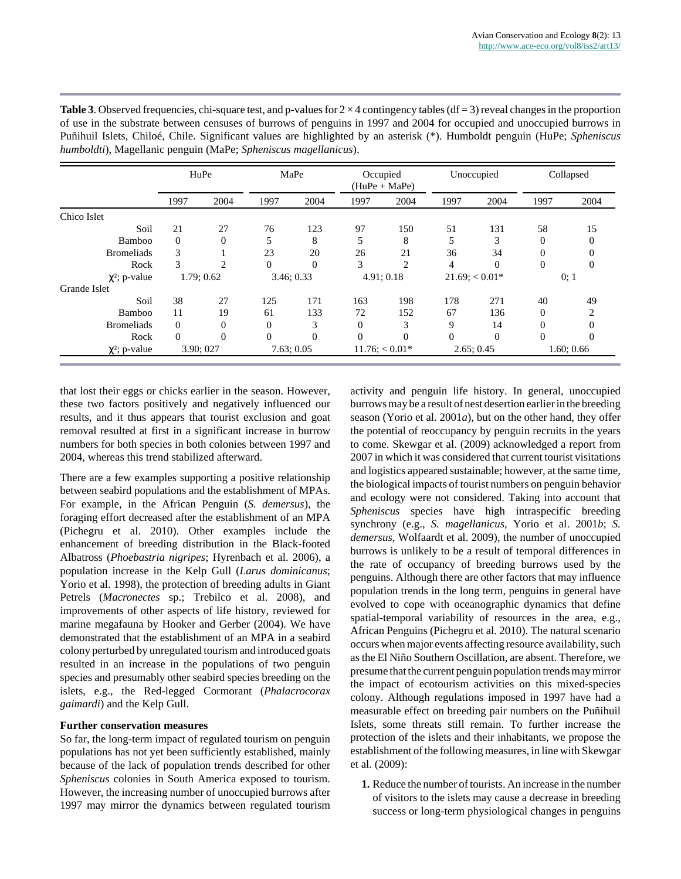**Table 3**. Observed frequencies, chi-square test, and p-values for 2 × 4 contingency tables (df = 3) reveal changes in the proportion of use in the substrate between censuses of burrows of penguins in 1997 and 2004 for occupied and unoccupied burrows in Puñihuil Islets, Chiloé, Chile. Significant values are highlighted by an asterisk (*). Humboldt penguin (HuPe; *Spheniscus humboldti*), Magellanic penguin (MaPe; *Spheniscus magellanicus*).

| | HuPe | | MaPe | | Occupied (HuPe + MaPe) | | Unoccupied | | Collapsed | |
|---|---|---|---|---|---|---|---|---|---|---|
| | 1997 | 2004 | 1997 | 2004 | 1997 | 2004 | 1997 | 2004 | 1997 | 2004 |
| Chico Islet | | | | | | | | | | |
| Soil | 21 | 27 | 76 | 123 | 97 | 150 | 51 | 131 | 58 | 15 |
| Bamboo | 0 | 0 | 5 | 8 | 5 | 8 | 5 | 3 | 0 | 0 |
| Bromeliads | 3 | 1 | 23 | 20 | 26 | 21 | 36 | 34 | 0 | 0 |
| Rock | 3 | 2 | 0 | 0 | 3 | 2 | 4 | 0 | 0 | 0 |
| $\chi^2$; p-value | 1.79; 0.62 | | 3.46; 0.33 | | 4.91; 0.18 | | 21.69; < 0.01* | | 0; 1 | |
| Grande Islet | | | | | | | | | | |
| Soil | 38 | 27 | 125 | 171 | 163 | 198 | 178 | 271 | 40 | 49 |
| Bamboo | 11 | 19 | 61 | 133 | 72 | 152 | 67 | 136 | 0 | 2 |
| Bromeliads | 0 | 0 | 0 | 3 | 0 | 3 | 9 | 14 | 0 | 0 |
| Rock | 0 | 0 | 0 | 0 | 0 | 0 | 0 | 0 | 0 | 0 |
| $\chi^2$; p-value | 3.90; 027 | | 7.63; 0.05 | | 11.76; < 0.01* | | 2.65; 0.45 | | 1.60; 0.66 | |

that lost their eggs or chicks earlier in the season. However, these two factors positively and negatively influenced our results, and it thus appears that tourist exclusion and goat removal resulted at first in a significant increase in burrow numbers for both species in both colonies between 1997 and 2004, whereas this trend stabilized afterward.

There are a few examples supporting a positive relationship between seabird populations and the establishment of MPAs. For example, in the African Penguin (*S. demersus*), the foraging effort decreased after the establishment of an MPA (Pichegru et al. 2010). Other examples include the enhancement of breeding distribution in the Black-footed Albatross (*Phoebastria nigripes*; Hyrenbach et al. 2006), a population increase in the Kelp Gull (*Larus dominicanus*; Yorio et al. 1998), the protection of breeding adults in Giant Petrels (*Macronectes* sp.; Trebilco et al. 2008), and improvements of other aspects of life history, reviewed for marine megafauna by Hooker and Gerber (2004). We have demonstrated that the establishment of an MPA in a seabird colony perturbed by unregulated tourism and introduced goats resulted in an increase in the populations of two penguin species and presumably other seabird species breeding on the islets, e.g., the Red-legged Cormorant (*Phalacrocorax gaimardi*) and the Kelp Gull.

### Further conservation measures

So far, the long-term impact of regulated tourism on penguin populations has not yet been sufficiently established, mainly because of the lack of population trends described for other *Spheniscus* colonies in South America exposed to tourism. However, the increasing number of unoccupied burrows after 1997 may mirror the dynamics between regulated tourism activity and penguin life history. In general, unoccupied burrows may be a result of nest desertion earlier in the breeding season (Yorio et al. 2001*a*), but on the other hand, they offer the potential of reoccupancy by penguin recruits in the years to come. Skewgar et al. (2009) acknowledged a report from 2007 in which it was considered that current tourist visitations and logistics appeared sustainable; however, at the same time, the biological impacts of tourist numbers on penguin behavior and ecology were not considered. Taking into account that *Spheniscus* species have high intraspecific breeding synchrony (e.g., *S. magellanicus*, Yorio et al. 2001*b*; *S. demersus*, Wolfaardt et al. 2009), the number of unoccupied burrows is unlikely to be a result of temporal differences in the rate of occupancy of breeding burrows used by the penguins. Although there are other factors that may influence population trends in the long term, penguins in general have evolved to cope with oceanographic dynamics that define spatial-temporal variability of resources in the area, e.g., African Penguins (Pichegru et al. 2010). The natural scenario occurs when major events affecting resource availability, such as the El Niño Southern Oscillation, are absent. Therefore, we presume that the current penguin population trends may mirror the impact of ecotourism activities on this mixed-species colony. Although regulations imposed in 1997 have had a measurable effect on breeding pair numbers on the Puñihuil Islets, some threats still remain. To further increase the protection of the islets and their inhabitants, we propose the establishment of the following measures, in line with Skewgar et al. (2009):

1. Reduce the number of tourists. An increase in the number of visitors to the islets may cause a decrease in breeding success or long-term physiological changes in penguins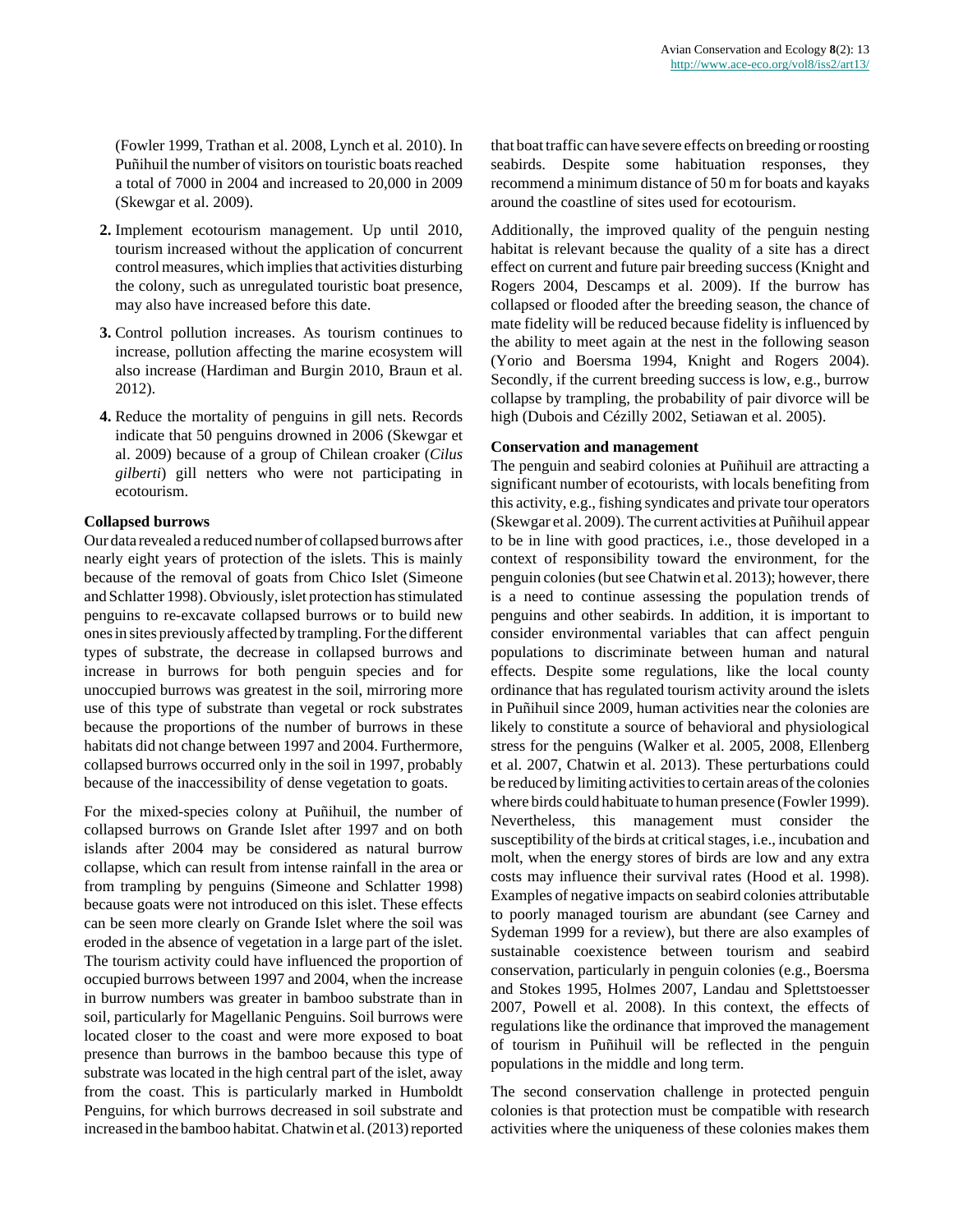(Fowler 1999, Trathan et al. 2008, Lynch et al. 2010). In Puñihuil the number of visitors on touristic boats reached a total of 7000 in 2004 and increased to 20,000 in 2009 (Skewgar et al. 2009).

2. Implement ecotourism management. Up until 2010, tourism increased without the application of concurrent control measures, which implies that activities disturbing the colony, such as unregulated touristic boat presence, may also have increased before this date.

3. Control pollution increases. As tourism continues to increase, pollution affecting the marine ecosystem will also increase (Hardiman and Burgin 2010, Braun et al. 2012).

4. Reduce the mortality of penguins in gill nets. Records indicate that 50 penguins drowned in 2006 (Skewgar et al. 2009) because of a group of Chilean croaker (*Cilus gilberti*) gill netters who were not participating in ecotourism.

**Collapsed burrows**

Our data revealed a reduced number of collapsed burrows after nearly eight years of protection of the islets. This is mainly because of the removal of goats from Chico Islet (Simeone and Schlatter 1998). Obviously, islet protection has stimulated penguins to re-excavate collapsed burrows or to build new ones in sites previously affected by trampling. For the different types of substrate, the decrease in collapsed burrows and increase in burrows for both penguin species and for unoccupied burrows was greatest in the soil, mirroring more use of this type of substrate than vegetal or rock substrates because the proportions of the number of burrows in these habitats did not change between 1997 and 2004. Furthermore, collapsed burrows occurred only in the soil in 1997, probably because of the inaccessibility of dense vegetation to goats.

For the mixed-species colony at Puñihuil, the number of collapsed burrows on Grande Islet after 1997 and on both islands after 2004 may be considered as natural burrow collapse, which can result from intense rainfall in the area or from trampling by penguins (Simeone and Schlatter 1998) because goats were not introduced on this islet. These effects can be seen more clearly on Grande Islet where the soil was eroded in the absence of vegetation in a large part of the islet. The tourism activity could have influenced the proportion of occupied burrows between 1997 and 2004, when the increase in burrow numbers was greater in bamboo substrate than in soil, particularly for Magellanic Penguins. Soil burrows were located closer to the coast and were more exposed to boat presence than burrows in the bamboo because this type of substrate was located in the high central part of the islet, away from the coast. This is particularly marked in Humboldt Penguins, for which burrows decreased in soil substrate and increased in the bamboo habitat. Chatwin et al. (2013) reported that boat traffic can have severe effects on breeding or roosting seabirds. Despite some habituation responses, they recommend a minimum distance of 50 m for boats and kayaks around the coastline of sites used for ecotourism.

Additionally, the improved quality of the penguin nesting habitat is relevant because the quality of a site has a direct effect on current and future pair breeding success (Knight and Rogers 2004, Descamps et al. 2009). If the burrow has collapsed or flooded after the breeding season, the chance of mate fidelity will be reduced because fidelity is influenced by the ability to meet again at the nest in the following season (Yorio and Boersma 1994, Knight and Rogers 2004). Secondly, if the current breeding success is low, e.g., burrow collapse by trampling, the probability of pair divorce will be high (Dubois and Cézilly 2002, Setiawan et al. 2005).

**Conservation and management**

The penguin and seabird colonies at Puñihuil are attracting a significant number of ecotourists, with locals benefiting from this activity, e.g., fishing syndicates and private tour operators (Skewgar et al. 2009). The current activities at Puñihuil appear to be in line with good practices, i.e., those developed in a context of responsibility toward the environment, for the penguin colonies (but see Chatwin et al. 2013); however, there is a need to continue assessing the population trends of penguins and other seabirds. In addition, it is important to consider environmental variables that can affect penguin populations to discriminate between human and natural effects. Despite some regulations, like the local county ordinance that has regulated tourism activity around the islets in Puñihuil since 2009, human activities near the colonies are likely to constitute a source of behavioral and physiological stress for the penguins (Walker et al. 2005, 2008, Ellenberg et al. 2007, Chatwin et al. 2013). These perturbations could be reduced by limiting activities to certain areas of the colonies where birds could habituate to human presence (Fowler 1999). Nevertheless, this management must consider the susceptibility of the birds at critical stages, i.e., incubation and molt, when the energy stores of birds are low and any extra costs may influence their survival rates (Hood et al. 1998). Examples of negative impacts on seabird colonies attributable to poorly managed tourism are abundant (see Carney and Sydeman 1999 for a review), but there are also examples of sustainable coexistence between tourism and seabird conservation, particularly in penguin colonies (e.g., Boersma and Stokes 1995, Holmes 2007, Landau and Splettstoesser 2007, Powell et al. 2008). In this context, the effects of regulations like the ordinance that improved the management of tourism in Puñihuil will be reflected in the penguin populations in the middle and long term.

The second conservation challenge in protected penguin colonies is that protection must be compatible with research activities where the uniqueness of these colonies makes them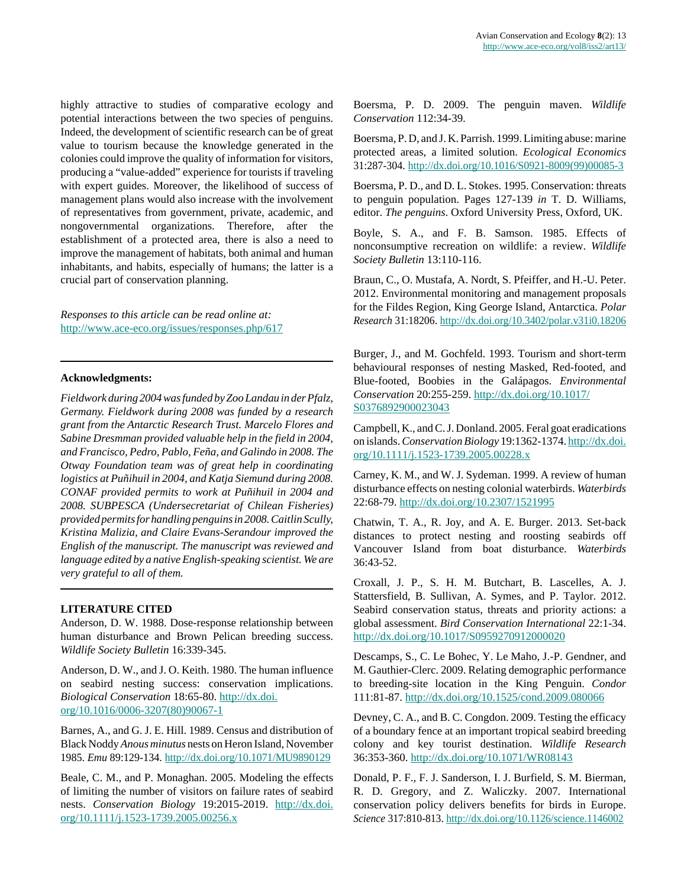highly attractive to studies of comparative ecology and potential interactions between the two species of penguins. Indeed, the development of scientific research can be of great value to tourism because the knowledge generated in the colonies could improve the quality of information for visitors, producing a "value-added" experience for tourists if traveling with expert guides. Moreover, the likelihood of success of management plans would also increase with the involvement of representatives from government, private, academic, and nongovernmental organizations. Therefore, after the establishment of a protected area, there is also a need to improve the management of habitats, both animal and human inhabitants, and habits, especially of humans; the latter is a crucial part of conservation planning.

*Responses to this article can be read online at:*
http://www.ace-eco.org/issues/responses.php/617

---

**Acknowledgments:**

*Fieldwork during 2004 was funded by Zoo Landau in der Pfalz, Germany. Fieldwork during 2008 was funded by a research grant from the Antarctic Research Trust. Marcelo Flores and Sabine Dresmman provided valuable help in the field in 2004, and Francisco, Pedro, Pablo, Feña, and Galindo in 2008. The Otway Foundation team was of great help in coordinating logistics at Puñihuil in 2004, and Katja Siemund during 2008. CONAF provided permits to work at Puñihuil in 2004 and 2008. SUBPESCA (Undersecretariat of Chilean Fisheries) provided permits for handling penguins in 2008. Caitlin Scully, Kristina Malizia, and Claire Evans-Serandour improved the English of the manuscript. The manuscript was reviewed and language edited by a native English-speaking scientist. We are very grateful to all of them.*

---

## LITERATURE CITED

Anderson, D. W. 1988. Dose-response relationship between human disturbance and Brown Pelican breeding success. *Wildlife Society Bulletin* 16:339-345.

Anderson, D. W., and J. O. Keith. 1980. The human influence on seabird nesting success: conservation implications. *Biological Conservation* 18:65-80. http://dx.doi.org/10.1016/0006-3207(80)90067-1

Barnes, A., and G. J. E. Hill. 1989. Census and distribution of Black Noddy *Anous minutus* nests on Heron Island, November 1985. *Emu* 89:129-134. http://dx.doi.org/10.1071/MU9890129

Beale, C. M., and P. Monaghan. 2005. Modeling the effects of limiting the number of visitors on failure rates of seabird nests. *Conservation Biology* 19:2015-2019. http://dx.doi.org/10.1111/j.1523-1739.2005.00256.x

Boersma, P. D. 2009. The penguin maven. *Wildlife Conservation* 112:34-39.

Boersma, P. D, and J. K. Parrish. 1999. Limiting abuse: marine protected areas, a limited solution. *Ecological Economics* 31:287-304. http://dx.doi.org/10.1016/S0921-8009(99)00085-3

Boersma, P. D., and D. L. Stokes. 1995. Conservation: threats to penguin population. Pages 127-139 *in* T. D. Williams, editor. *The penguins*. Oxford University Press, Oxford, UK.

Boyle, S. A., and F. B. Samson. 1985. Effects of nonconsumptive recreation on wildlife: a review. *Wildlife Society Bulletin* 13:110-116.

Braun, C., O. Mustafa, A. Nordt, S. Pfeiffer, and H.-U. Peter. 2012. Environmental monitoring and management proposals for the Fildes Region, King George Island, Antarctica. *Polar Research* 31:18206. http://dx.doi.org/10.3402/polar.v31i0.18206

Burger, J., and M. Gochfeld. 1993. Tourism and short-term behavioural responses of nesting Masked, Red-footed, and Blue-footed, Boobies in the Galápagos. *Environmental Conservation* 20:255-259. http://dx.doi.org/10.1017/S0376892900023043

Campbell, K., and C. J. Donland. 2005. Feral goat eradications on islands. *Conservation Biology* 19:1362-1374. http://dx.doi.org/10.1111/j.1523-1739.2005.00228.x

Carney, K. M., and W. J. Sydeman. 1999. A review of human disturbance effects on nesting colonial waterbirds. *Waterbirds* 22:68-79. http://dx.doi.org/10.2307/1521995

Chatwin, T. A., R. Joy, and A. E. Burger. 2013. Set-back distances to protect nesting and roosting seabirds off Vancouver Island from boat disturbance. *Waterbirds* 36:43-52.

Croxall, J. P., S. H. M. Butchart, B. Lascelles, A. J. Stattersfield, B. Sullivan, A. Symes, and P. Taylor. 2012. Seabird conservation status, threats and priority actions: a global assessment. *Bird Conservation International* 22:1-34. http://dx.doi.org/10.1017/S0959270912000020

Descamps, S., C. Le Bohec, Y. Le Maho, J.-P. Gendner, and M. Gauthier-Clerc. 2009. Relating demographic performance to breeding-site location in the King Penguin. *Condor* 111:81-87. http://dx.doi.org/10.1525/cond.2009.080066

Devney, C. A., and B. C. Congdon. 2009. Testing the efficacy of a boundary fence at an important tropical seabird breeding colony and key tourist destination. *Wildlife Research* 36:353-360. http://dx.doi.org/10.1071/WR08143

Donald, P. F., F. J. Sanderson, I. J. Burfield, S. M. Bierman, R. D. Gregory, and Z. Waliczky. 2007. International conservation policy delivers benefits for birds in Europe. *Science* 317:810-813. http://dx.doi.org/10.1126/science.1146002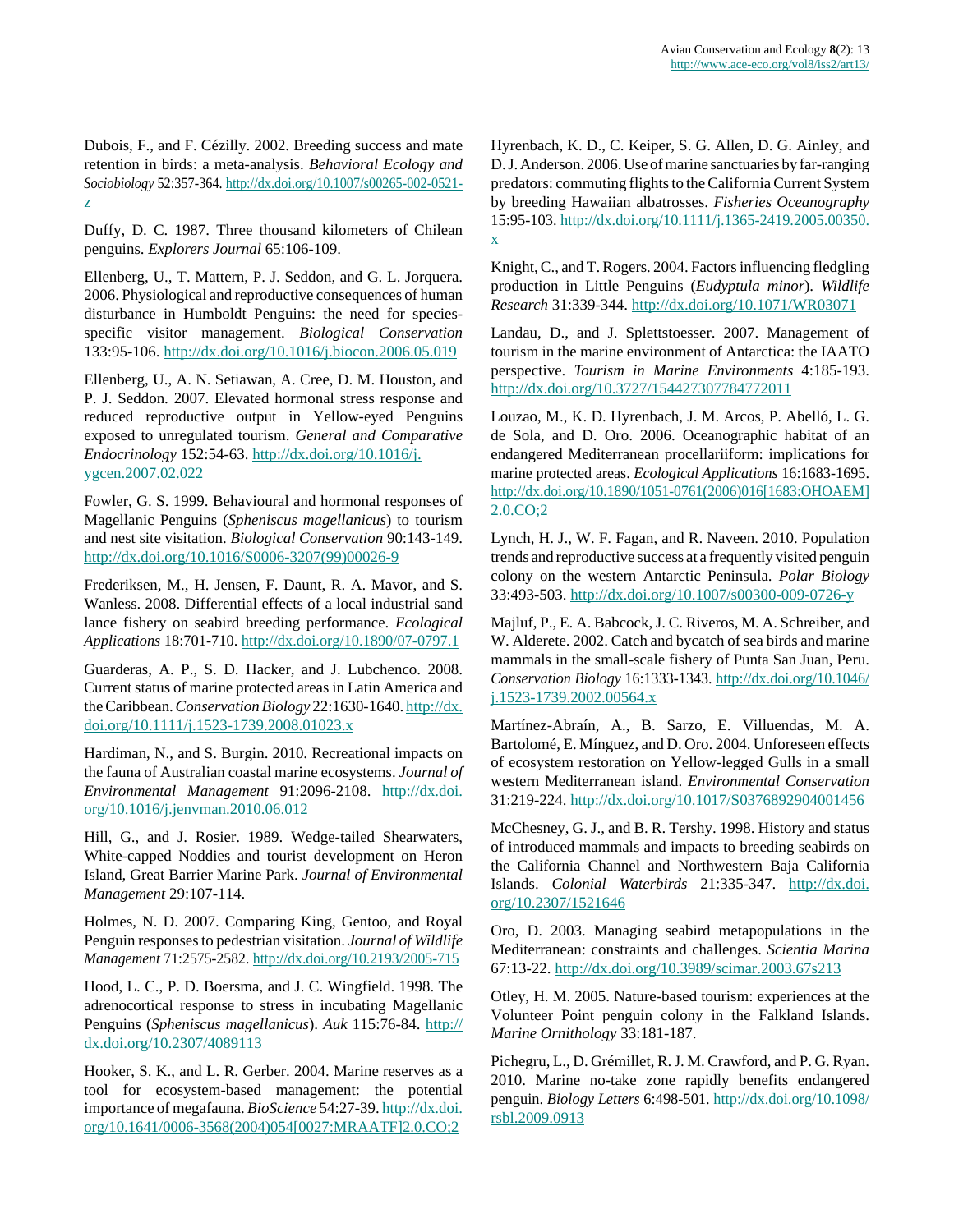Dubois, F., and F. Cézilly. 2002. Breeding success and mate retention in birds: a meta-analysis. *Behavioral Ecology and Sociobiology* 52:357-364. http://dx.doi.org/10.1007/s00265-002-0521-z

Duffy, D. C. 1987. Three thousand kilometers of Chilean penguins. *Explorers Journal* 65:106-109.

Ellenberg, U., T. Mattern, P. J. Seddon, and G. L. Jorquera. 2006. Physiological and reproductive consequences of human disturbance in Humboldt Penguins: the need for species-specific visitor management. *Biological Conservation* 133:95-106. http://dx.doi.org/10.1016/j.biocon.2006.05.019

Ellenberg, U., A. N. Setiawan, A. Cree, D. M. Houston, and P. J. Seddon. 2007. Elevated hormonal stress response and reduced reproductive output in Yellow-eyed Penguins exposed to unregulated tourism. *General and Comparative Endocrinology* 152:54-63. http://dx.doi.org/10.1016/j.ygcen.2007.02.022

Fowler, G. S. 1999. Behavioural and hormonal responses of Magellanic Penguins (*Spheniscus magellanicus*) to tourism and nest site visitation. *Biological Conservation* 90:143-149. http://dx.doi.org/10.1016/S0006-3207(99)00026-9

Frederiksen, M., H. Jensen, F. Daunt, R. A. Mavor, and S. Wanless. 2008. Differential effects of a local industrial sand lance fishery on seabird breeding performance. *Ecological Applications* 18:701-710. http://dx.doi.org/10.1890/07-0797.1

Guarderas, A. P., S. D. Hacker, and J. Lubchenco. 2008. Current status of marine protected areas in Latin America and the Caribbean. *Conservation Biology* 22:1630-1640. http://dx.doi.org/10.1111/j.1523-1739.2008.01023.x

Hardiman, N., and S. Burgin. 2010. Recreational impacts on the fauna of Australian coastal marine ecosystems. *Journal of Environmental Management* 91:2096-2108. http://dx.doi.org/10.1016/j.jenvman.2010.06.012

Hill, G., and J. Rosier. 1989. Wedge-tailed Shearwaters, White-capped Noddies and tourist development on Heron Island, Great Barrier Marine Park. *Journal of Environmental Management* 29:107-114.

Holmes, N. D. 2007. Comparing King, Gentoo, and Royal Penguin responses to pedestrian visitation. *Journal of Wildlife Management* 71:2575-2582. http://dx.doi.org/10.2193/2005-715

Hood, L. C., P. D. Boersma, and J. C. Wingfield. 1998. The adrenocortical response to stress in incubating Magellanic Penguins (*Spheniscus magellanicus*). *Auk* 115:76-84. http://dx.doi.org/10.2307/4089113

Hooker, S. K., and L. R. Gerber. 2004. Marine reserves as a tool for ecosystem-based management: the potential importance of megafauna. *BioScience* 54:27-39. http://dx.doi.org/10.1641/0006-3568(2004)054[0027:MRAATF]2.0.CO;2

Hyrenbach, K. D., C. Keiper, S. G. Allen, D. G. Ainley, and D. J. Anderson. 2006. Use of marine sanctuaries by far-ranging predators: commuting flights to the California Current System by breeding Hawaiian albatrosses. *Fisheries Oceanography* 15:95-103. http://dx.doi.org/10.1111/j.1365-2419.2005.00350.x

Knight, C., and T. Rogers. 2004. Factors influencing fledgling production in Little Penguins (*Eudyptula minor*). *Wildlife Research* 31:339-344. http://dx.doi.org/10.1071/WR03071

Landau, D., and J. Splettstoesser. 2007. Management of tourism in the marine environment of Antarctica: the IAATO perspective. *Tourism in Marine Environments* 4:185-193. http://dx.doi.org/10.3727/154427307784772011

Louzao, M., K. D. Hyrenbach, J. M. Arcos, P. Abelló, L. G. de Sola, and D. Oro. 2006. Oceanographic habitat of an endangered Mediterranean procellariiform: implications for marine protected areas. *Ecological Applications* 16:1683-1695. http://dx.doi.org/10.1890/1051-0761(2006)016[1683:OHOAEM]2.0.CO;2

Lynch, H. J., W. F. Fagan, and R. Naveen. 2010. Population trends and reproductive success at a frequently visited penguin colony on the western Antarctic Peninsula. *Polar Biology* 33:493-503. http://dx.doi.org/10.1007/s00300-009-0726-y

Majluf, P., E. A. Babcock, J. C. Riveros, M. A. Schreiber, and W. Alderete. 2002. Catch and bycatch of sea birds and marine mammals in the small-scale fishery of Punta San Juan, Peru. *Conservation Biology* 16:1333-1343. http://dx.doi.org/10.1046/j.1523-1739.2002.00564.x

Martínez-Abraín, A., B. Sarzo, E. Villuendas, M. A. Bartolomé, E. Mínguez, and D. Oro. 2004. Unforeseen effects of ecosystem restoration on Yellow-legged Gulls in a small western Mediterranean island. *Environmental Conservation* 31:219-224. http://dx.doi.org/10.1017/S0376892904001456

McChesney, G. J., and B. R. Tershy. 1998. History and status of introduced mammals and impacts to breeding seabirds on the California Channel and Northwestern Baja California Islands. *Colonial Waterbirds* 21:335-347. http://dx.doi.org/10.2307/1521646

Oro, D. 2003. Managing seabird metapopulations in the Mediterranean: constraints and challenges. *Scientia Marina* 67:13-22. http://dx.doi.org/10.3989/scimar.2003.67s213

Otley, H. M. 2005. Nature-based tourism: experiences at the Volunteer Point penguin colony in the Falkland Islands. *Marine Ornithology* 33:181-187.

Pichegru, L., D. Grémillet, R. J. M. Crawford, and P. G. Ryan. 2010. Marine no-take zone rapidly benefits endangered penguin. *Biology Letters* 6:498-501. http://dx.doi.org/10.1098/rsbl.2009.0913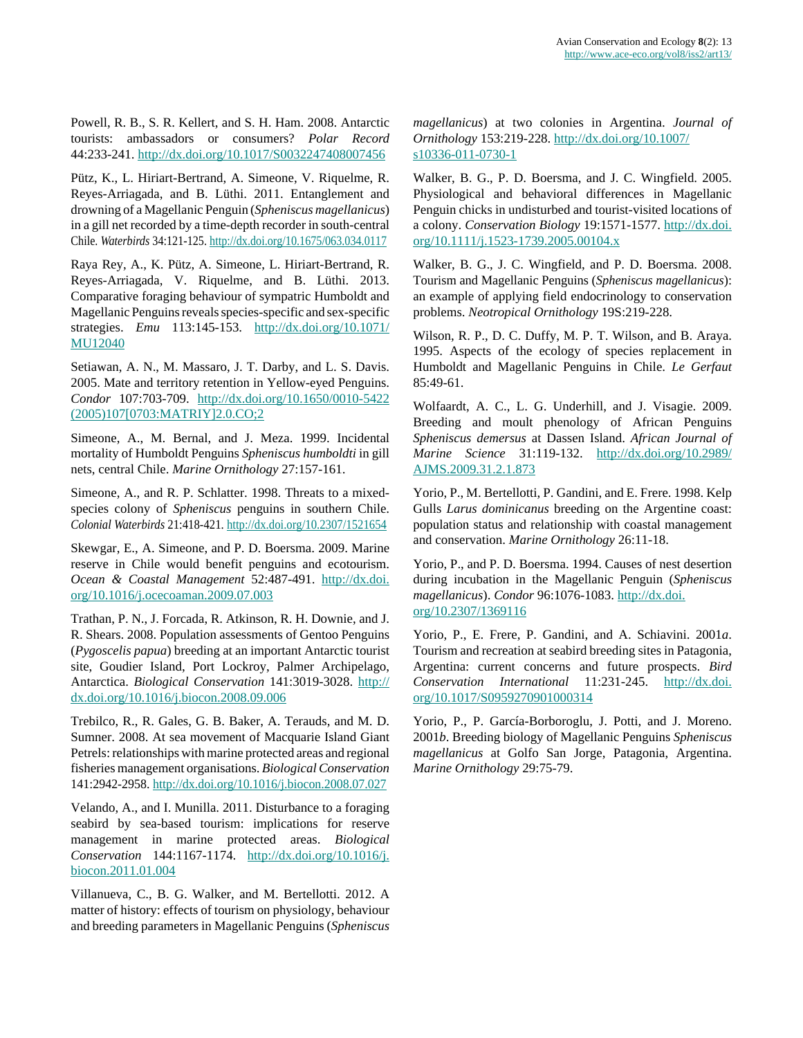Powell, R. B., S. R. Kellert, and S. H. Ham. 2008. Antarctic tourists: ambassadors or consumers? *Polar Record* 44:233-241. http://dx.doi.org/10.1017/S0032247408007456

Pütz, K., L. Hiriart-Bertrand, A. Simeone, V. Riquelme, R. Reyes-Arriagada, and B. Lüthi. 2011. Entanglement and drowning of a Magellanic Penguin (*Spheniscus magellanicus*) in a gill net recorded by a time-depth recorder in south-central Chile. *Waterbirds* 34:121-125. http://dx.doi.org/10.1675/063.034.0117

Raya Rey, A., K. Pütz, A. Simeone, L. Hiriart-Bertrand, R. Reyes-Arriagada, V. Riquelme, and B. Lüthi. 2013. Comparative foraging behaviour of sympatric Humboldt and Magellanic Penguins reveals species-specific and sex-specific strategies. *Emu* 113:145-153. http://dx.doi.org/10.1071/MU12040

Setiawan, A. N., M. Massaro, J. T. Darby, and L. S. Davis. 2005. Mate and territory retention in Yellow-eyed Penguins. *Condor* 107:703-709. http://dx.doi.org/10.1650/0010-5422(2005)107[0703:MATRIY]2.0.CO;2

Simeone, A., M. Bernal, and J. Meza. 1999. Incidental mortality of Humboldt Penguins *Spheniscus humboldti* in gill nets, central Chile. *Marine Ornithology* 27:157-161.

Simeone, A., and R. P. Schlatter. 1998. Threats to a mixed-species colony of *Spheniscus* penguins in southern Chile. *Colonial Waterbirds* 21:418-421. http://dx.doi.org/10.2307/1521654

Skewgar, E., A. Simeone, and P. D. Boersma. 2009. Marine reserve in Chile would benefit penguins and ecotourism. *Ocean & Coastal Management* 52:487-491. http://dx.doi.org/10.1016/j.ocecoaman.2009.07.003

Trathan, P. N., J. Forcada, R. Atkinson, R. H. Downie, and J. R. Shears. 2008. Population assessments of Gentoo Penguins (*Pygoscelis papua*) breeding at an important Antarctic tourist site, Goudier Island, Port Lockroy, Palmer Archipelago, Antarctica. *Biological Conservation* 141:3019-3028. http://dx.doi.org/10.1016/j.biocon.2008.09.006

Trebilco, R., R. Gales, G. B. Baker, A. Terauds, and M. D. Sumner. 2008. At sea movement of Macquarie Island Giant Petrels: relationships with marine protected areas and regional fisheries management organisations. *Biological Conservation* 141:2942-2958. http://dx.doi.org/10.1016/j.biocon.2008.07.027

Velando, A., and I. Munilla. 2011. Disturbance to a foraging seabird by sea-based tourism: implications for reserve management in marine protected areas. *Biological Conservation* 144:1167-1174. http://dx.doi.org/10.1016/j.biocon.2011.01.004

Villanueva, C., B. G. Walker, and M. Bertellotti. 2012. A matter of history: effects of tourism on physiology, behaviour and breeding parameters in Magellanic Penguins (*Spheniscus magellanicus*) at two colonies in Argentina. *Journal of Ornithology* 153:219-228. http://dx.doi.org/10.1007/s10336-011-0730-1

Walker, B. G., P. D. Boersma, and J. C. Wingfield. 2005. Physiological and behavioral differences in Magellanic Penguin chicks in undisturbed and tourist-visited locations of a colony. *Conservation Biology* 19:1571-1577. http://dx.doi.org/10.1111/j.1523-1739.2005.00104.x

Walker, B. G., J. C. Wingfield, and P. D. Boersma. 2008. Tourism and Magellanic Penguins (*Spheniscus magellanicus*): an example of applying field endocrinology to conservation problems. *Neotropical Ornithology* 19S:219-228.

Wilson, R. P., D. C. Duffy, M. P. T. Wilson, and B. Araya. 1995. Aspects of the ecology of species replacement in Humboldt and Magellanic Penguins in Chile. *Le Gerfaut* 85:49-61.

Wolfaardt, A. C., L. G. Underhill, and J. Visagie. 2009. Breeding and moult phenology of African Penguins *Spheniscus demersus* at Dassen Island. *African Journal of Marine Science* 31:119-132. http://dx.doi.org/10.2989/AJMS.2009.31.2.1.873

Yorio, P., M. Bertellotti, P. Gandini, and E. Frere. 1998. Kelp Gulls *Larus dominicanus* breeding on the Argentine coast: population status and relationship with coastal management and conservation. *Marine Ornithology* 26:11-18.

Yorio, P., and P. D. Boersma. 1994. Causes of nest desertion during incubation in the Magellanic Penguin (*Spheniscus magellanicus*). *Condor* 96:1076-1083. http://dx.doi.org/10.2307/1369116

Yorio, P., E. Frere, P. Gandini, and A. Schiavini. 2001*a*. Tourism and recreation at seabird breeding sites in Patagonia, Argentina: current concerns and future prospects. *Bird Conservation International* 11:231-245. http://dx.doi.org/10.1017/S0959270901000314

Yorio, P., P. García-Borboroglu, J. Potti, and J. Moreno. 2001*b*. Breeding biology of Magellanic Penguins *Spheniscus magellanicus* at Golfo San Jorge, Patagonia, Argentina. *Marine Ornithology* 29:75-79.